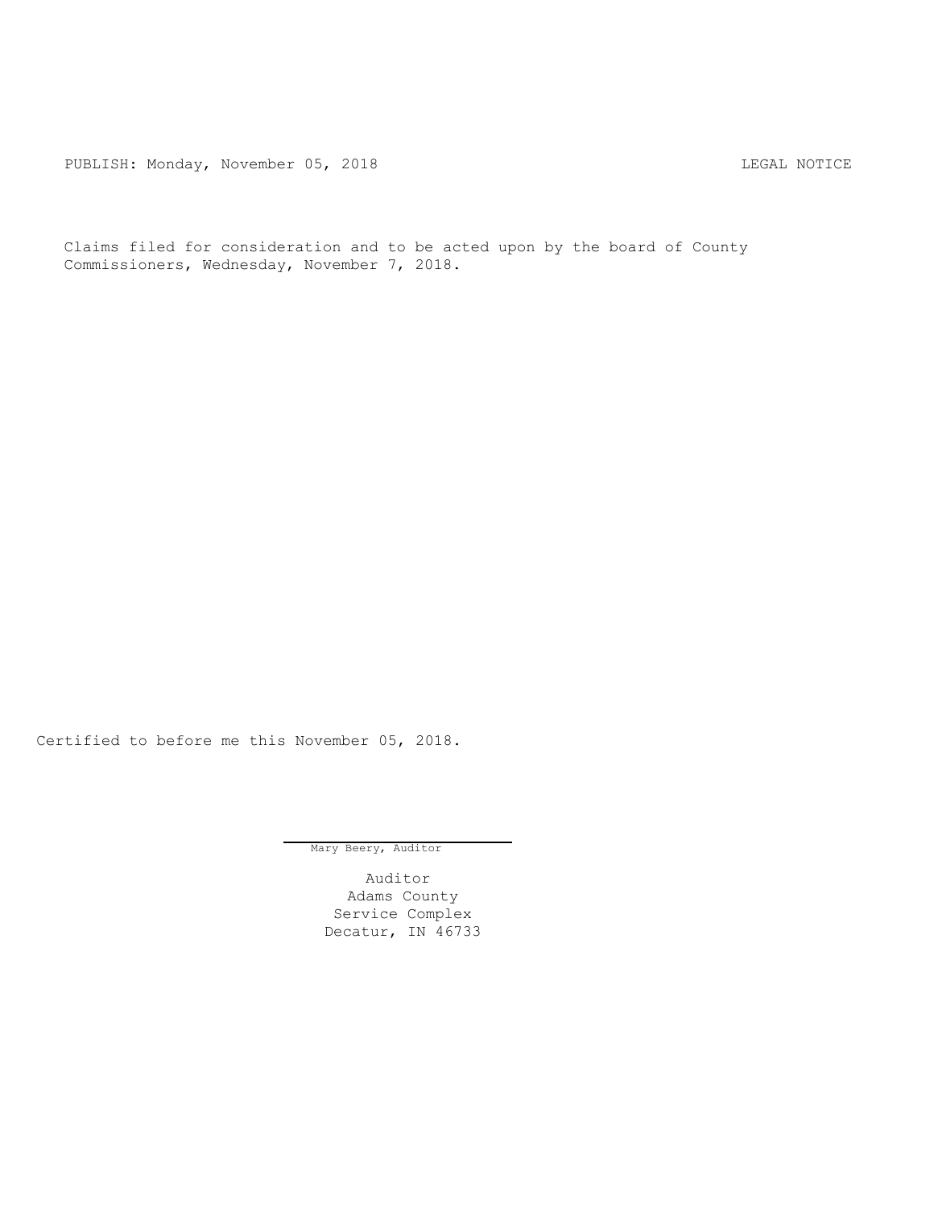PUBLISH: Monday, November 05, 2018 LEGAL NOTICE

Claims filed for consideration and to be acted upon by the board of County Commissioners, Wednesday, November 7, 2018.

Certified to before me this November 05, 2018.

Mary Beery, Auditor

Auditor
Adams County
Service Complex
Decatur, IN 46733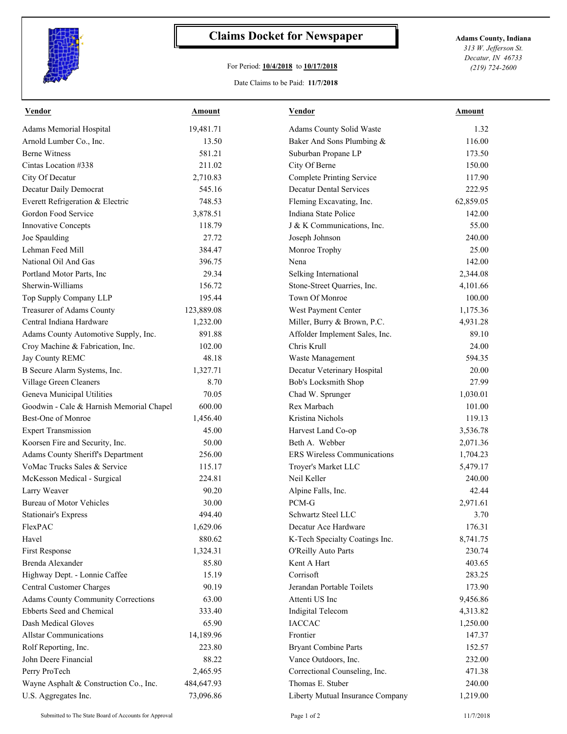# Claims Docket for Newspaper

For Period: **10/4/2018** to **10/17/2018**

Date Claims to be Paid: **11/7/2018**

**Adams County, Indiana**
*313 W. Jefferson St.*
*Decatur, IN 46733*
*(219) 724-2600*

| Vendor | Amount | Vendor | Amount |
|---|---|---|---|
| Adams Memorial Hospital | 19,481.71 | Adams County Solid Waste | 1.32 |
| Arnold Lumber Co., Inc. | 13.50 | Baker And Sons Plumbing & | 116.00 |
| Berne Witness | 581.21 | Suburban Propane LP | 173.50 |
| Cintas Location #338 | 211.02 | City Of Berne | 150.00 |
| City Of Decatur | 2,710.83 | Complete Printing Service | 117.90 |
| Decatur Daily Democrat | 545.16 | Decatur Dental Services | 222.95 |
| Everett Refrigeration & Electric | 748.53 | Fleming Excavating, Inc. | 62,859.05 |
| Gordon Food Service | 3,878.51 | Indiana State Police | 142.00 |
| Innovative Concepts | 118.79 | J & K Communications, Inc. | 55.00 |
| Joe Spaulding | 27.72 | Joseph Johnson | 240.00 |
| Lehman Feed Mill | 384.47 | Monroe Trophy | 25.00 |
| National Oil And Gas | 396.75 | Nena | 142.00 |
| Portland Motor Parts, Inc | 29.34 | Selking International | 2,344.08 |
| Sherwin-Williams | 156.72 | Stone-Street Quarries, Inc. | 4,101.66 |
| Top Supply Company LLP | 195.44 | Town Of Monroe | 100.00 |
| Treasurer of Adams County | 123,889.08 | West Payment Center | 1,175.36 |
| Central Indiana Hardware | 1,232.00 | Miller, Burry & Brown, P.C. | 4,931.28 |
| Adams County Automotive Supply, Inc. | 891.88 | Affolder Implement Sales, Inc. | 89.10 |
| Croy Machine & Fabrication, Inc. | 102.00 | Chris Krull | 24.00 |
| Jay County REMC | 48.18 | Waste Management | 594.35 |
| B Secure Alarm Systems, Inc. | 1,327.71 | Decatur Veterinary Hospital | 20.00 |
| Village Green Cleaners | 8.70 | Bob's Locksmith Shop | 27.99 |
| Geneva Municipal Utilities | 70.05 | Chad W. Sprunger | 1,030.01 |
| Goodwin - Cale & Harnish Memorial Chapel | 600.00 | Rex Marbach | 101.00 |
| Best-One of Monroe | 1,456.40 | Kristina Nichols | 119.13 |
| Expert Transmission | 45.00 | Harvest Land Co-op | 3,536.78 |
| Koorsen Fire and Security, Inc. | 50.00 | Beth A. Webber | 2,071.36 |
| Adams County Sheriff's Department | 256.00 | ERS Wireless Communications | 1,704.23 |
| VoMac Trucks Sales & Service | 115.17 | Troyer's Market LLC | 5,479.17 |
| McKesson Medical - Surgical | 224.81 | Neil Keller | 240.00 |
| Larry Weaver | 90.20 | Alpine Falls, Inc. | 42.44 |
| Bureau of Motor Vehicles | 30.00 | PCM-G | 2,971.61 |
| Stationair's Express | 494.40 | Schwartz Steel LLC | 3.70 |
| FlexPAC | 1,629.06 | Decatur Ace Hardware | 176.31 |
| Havel | 880.62 | K-Tech Specialty Coatings Inc. | 8,741.75 |
| First Response | 1,324.31 | O'Reilly Auto Parts | 230.74 |
| Brenda Alexander | 85.80 | Kent A Hart | 403.65 |
| Highway Dept. - Lonnie Caffee | 15.19 | Corrisoft | 283.25 |
| Central Customer Charges | 90.19 | Jerandan Portable Toilets | 173.90 |
| Adams County Community Corrections | 63.00 | Attenti US Inc | 9,456.86 |
| Ebberts Seed and Chemical | 333.40 | Indigital Telecom | 4,313.82 |
| Dash Medical Gloves | 65.90 | IACCAC | 1,250.00 |
| Allstar Communications | 14,189.96 | Frontier | 147.37 |
| Rolf Reporting, Inc. | 223.80 | Bryant Combine Parts | 152.57 |
| John Deere Financial | 88.22 | Vance Outdoors, Inc. | 232.00 |
| Perry ProTech | 2,465.95 | Correctional Counseling, Inc. | 471.38 |
| Wayne Asphalt & Construction Co., Inc. | 484,647.93 | Thomas E. Stuber | 240.00 |
| U.S. Aggregates Inc. | 73,096.86 | Liberty Mutual Insurance Company | 1,219.00 |

Submitted to The State Board of Accounts for Approval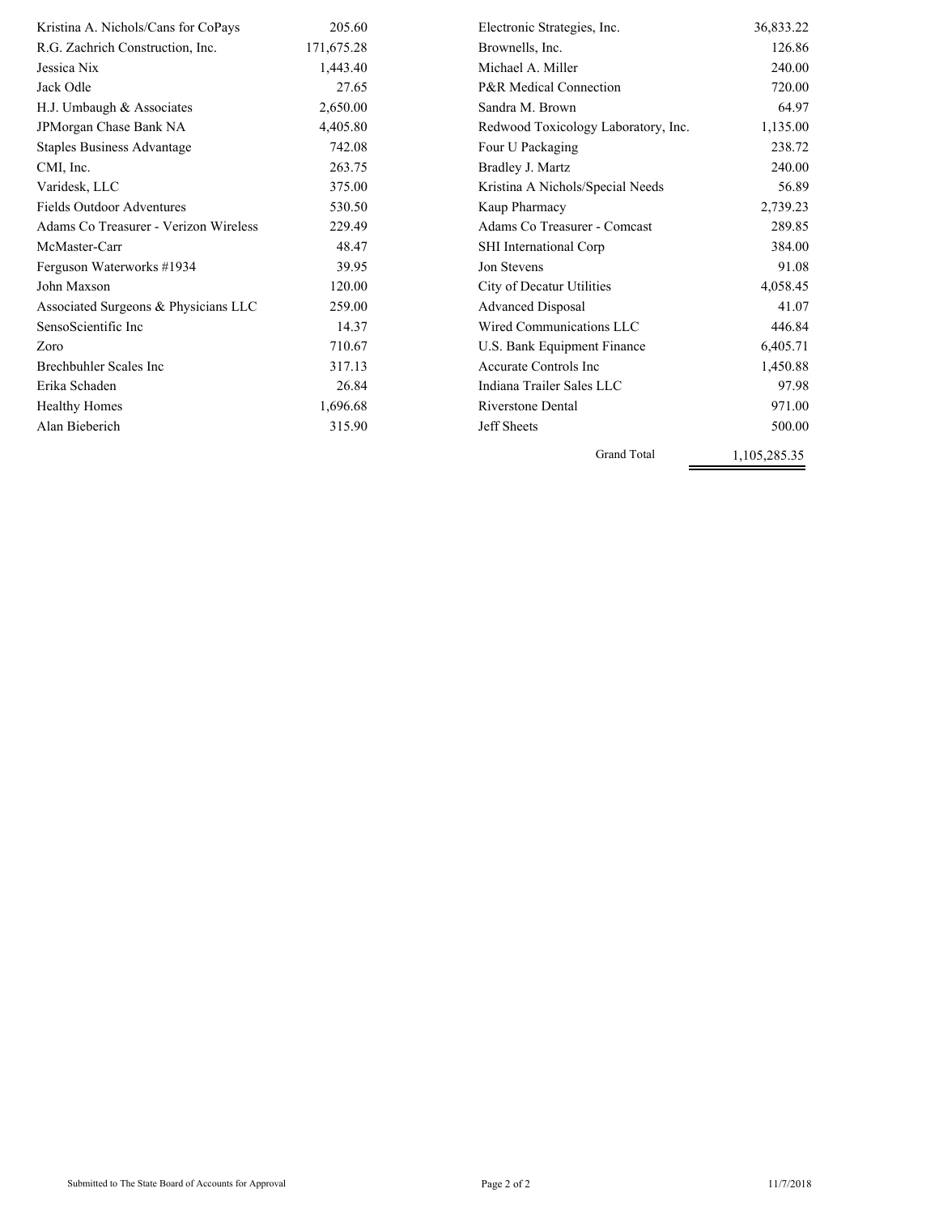| | |
|---|---|
| Kristina A. Nichols/Cans for CoPays | 205.60 |
| R.G. Zachrich Construction, Inc. | 171,675.28 |
| Jessica Nix | 1,443.40 |
| Jack Odle | 27.65 |
| H.J. Umbaugh & Associates | 2,650.00 |
| JPMorgan Chase Bank NA | 4,405.80 |
| Staples Business Advantage | 742.08 |
| CMI, Inc. | 263.75 |
| Varidesk, LLC | 375.00 |
| Fields Outdoor Adventures | 530.50 |
| Adams Co Treasurer - Verizon Wireless | 229.49 |
| McMaster-Carr | 48.47 |
| Ferguson Waterworks #1934 | 39.95 |
| John Maxson | 120.00 |
| Associated Surgeons & Physicians LLC | 259.00 |
| SensoScientific Inc | 14.37 |
| Zoro | 710.67 |
| Brechbuhler Scales Inc | 317.13 |
| Erika Schaden | 26.84 |
| Healthy Homes | 1,696.68 |
| Alan Bieberich | 315.90 |
| Electronic Strategies, Inc. | 36,833.22 |
| Brownells, Inc. | 126.86 |
| Michael A. Miller | 240.00 |
| P&R Medical Connection | 720.00 |
| Sandra M. Brown | 64.97 |
| Redwood Toxicology Laboratory, Inc. | 1,135.00 |
| Four U Packaging | 238.72 |
| Bradley J. Martz | 240.00 |
| Kristina A Nichols/Special Needs | 56.89 |
| Kaup Pharmacy | 2,739.23 |
| Adams Co Treasurer - Comcast | 289.85 |
| SHI International Corp | 384.00 |
| Jon Stevens | 91.08 |
| City of Decatur Utilities | 4,058.45 |
| Advanced Disposal | 41.07 |
| Wired Communications LLC | 446.84 |
| U.S. Bank Equipment Finance | 6,405.71 |
| Accurate Controls Inc | 1,450.88 |
| Indiana Trailer Sales LLC | 97.98 |
| Riverstone Dental | 971.00 |
| Jeff Sheets | 500.00 |
| Grand Total | 1,105,285.35 |

Submitted to The State Board of Accounts for Approval

11/7/2018